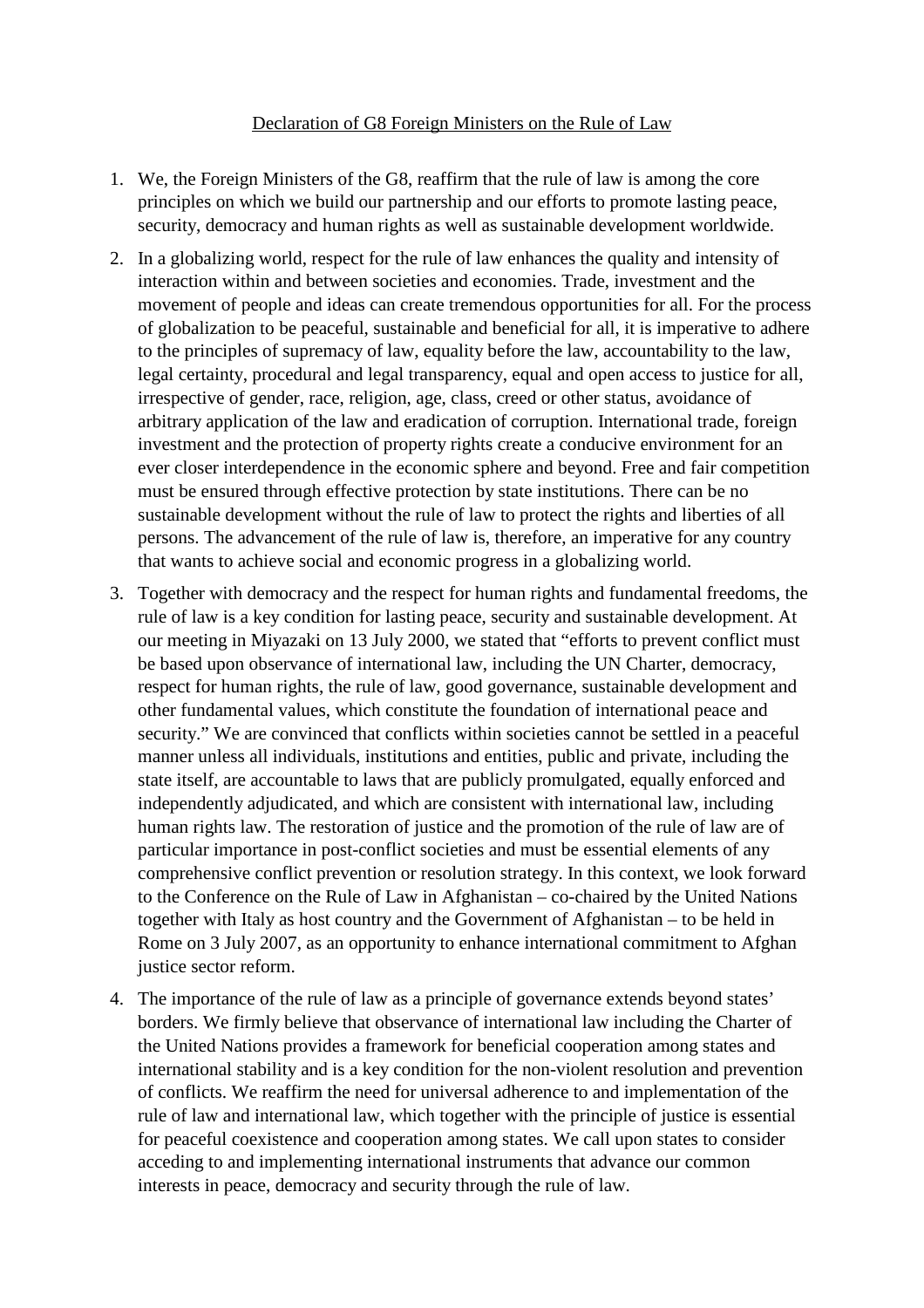Declaration of G8 Foreign Ministers on the Rule of Law

1. We, the Foreign Ministers of the G8, reaffirm that the rule of law is among the core principles on which we build our partnership and our efforts to promote lasting peace, security, democracy and human rights as well as sustainable development worldwide.

2. In a globalizing world, respect for the rule of law enhances the quality and intensity of interaction within and between societies and economies. Trade, investment and the movement of people and ideas can create tremendous opportunities for all. For the process of globalization to be peaceful, sustainable and beneficial for all, it is imperative to adhere to the principles of supremacy of law, equality before the law, accountability to the law, legal certainty, procedural and legal transparency, equal and open access to justice for all, irrespective of gender, race, religion, age, class, creed or other status, avoidance of arbitrary application of the law and eradication of corruption. International trade, foreign investment and the protection of property rights create a conducive environment for an ever closer interdependence in the economic sphere and beyond. Free and fair competition must be ensured through effective protection by state institutions. There can be no sustainable development without the rule of law to protect the rights and liberties of all persons. The advancement of the rule of law is, therefore, an imperative for any country that wants to achieve social and economic progress in a globalizing world.

3. Together with democracy and the respect for human rights and fundamental freedoms, the rule of law is a key condition for lasting peace, security and sustainable development. At our meeting in Miyazaki on 13 July 2000, we stated that "efforts to prevent conflict must be based upon observance of international law, including the UN Charter, democracy, respect for human rights, the rule of law, good governance, sustainable development and other fundamental values, which constitute the foundation of international peace and security." We are convinced that conflicts within societies cannot be settled in a peaceful manner unless all individuals, institutions and entities, public and private, including the state itself, are accountable to laws that are publicly promulgated, equally enforced and independently adjudicated, and which are consistent with international law, including human rights law. The restoration of justice and the promotion of the rule of law are of particular importance in post-conflict societies and must be essential elements of any comprehensive conflict prevention or resolution strategy. In this context, we look forward to the Conference on the Rule of Law in Afghanistan – co-chaired by the United Nations together with Italy as host country and the Government of Afghanistan – to be held in Rome on 3 July 2007, as an opportunity to enhance international commitment to Afghan justice sector reform.

4. The importance of the rule of law as a principle of governance extends beyond states' borders. We firmly believe that observance of international law including the Charter of the United Nations provides a framework for beneficial cooperation among states and international stability and is a key condition for the non-violent resolution and prevention of conflicts. We reaffirm the need for universal adherence to and implementation of the rule of law and international law, which together with the principle of justice is essential for peaceful coexistence and cooperation among states. We call upon states to consider acceding to and implementing international instruments that advance our common interests in peace, democracy and security through the rule of law.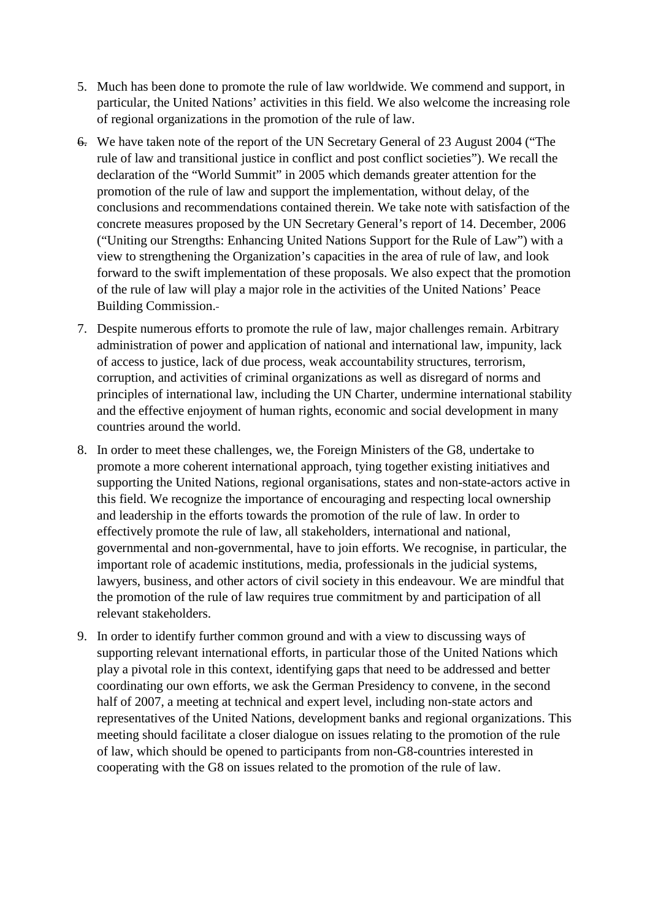5. Much has been done to promote the rule of law worldwide. We commend and support, in particular, the United Nations' activities in this field. We also welcome the increasing role of regional organizations in the promotion of the rule of law.

6. We have taken note of the report of the UN Secretary General of 23 August 2004 ("The rule of law and transitional justice in conflict and post conflict societies"). We recall the declaration of the "World Summit" in 2005 which demands greater attention for the promotion of the rule of law and support the implementation, without delay, of the conclusions and recommendations contained therein. We take note with satisfaction of the concrete measures proposed by the UN Secretary General's report of 14. December, 2006 ("Uniting our Strengths: Enhancing United Nations Support for the Rule of Law") with a view to strengthening the Organization's capacities in the area of rule of law, and look forward to the swift implementation of these proposals. We also expect that the promotion of the rule of law will play a major role in the activities of the United Nations' Peace Building Commission.

7. Despite numerous efforts to promote the rule of law, major challenges remain. Arbitrary administration of power and application of national and international law, impunity, lack of access to justice, lack of due process, weak accountability structures, terrorism, corruption, and activities of criminal organizations as well as disregard of norms and principles of international law, including the UN Charter, undermine international stability and the effective enjoyment of human rights, economic and social development in many countries around the world.

8. In order to meet these challenges, we, the Foreign Ministers of the G8, undertake to promote a more coherent international approach, tying together existing initiatives and supporting the United Nations, regional organisations, states and non-state-actors active in this field. We recognize the importance of encouraging and respecting local ownership and leadership in the efforts towards the promotion of the rule of law. In order to effectively promote the rule of law, all stakeholders, international and national, governmental and non-governmental, have to join efforts. We recognise, in particular, the important role of academic institutions, media, professionals in the judicial systems, lawyers, business, and other actors of civil society in this endeavour. We are mindful that the promotion of the rule of law requires true commitment by and participation of all relevant stakeholders.

9. In order to identify further common ground and with a view to discussing ways of supporting relevant international efforts, in particular those of the United Nations which play a pivotal role in this context, identifying gaps that need to be addressed and better coordinating our own efforts, we ask the German Presidency to convene, in the second half of 2007, a meeting at technical and expert level, including non-state actors and representatives of the United Nations, development banks and regional organizations. This meeting should facilitate a closer dialogue on issues relating to the promotion of the rule of law, which should be opened to participants from non-G8-countries interested in cooperating with the G8 on issues related to the promotion of the rule of law.